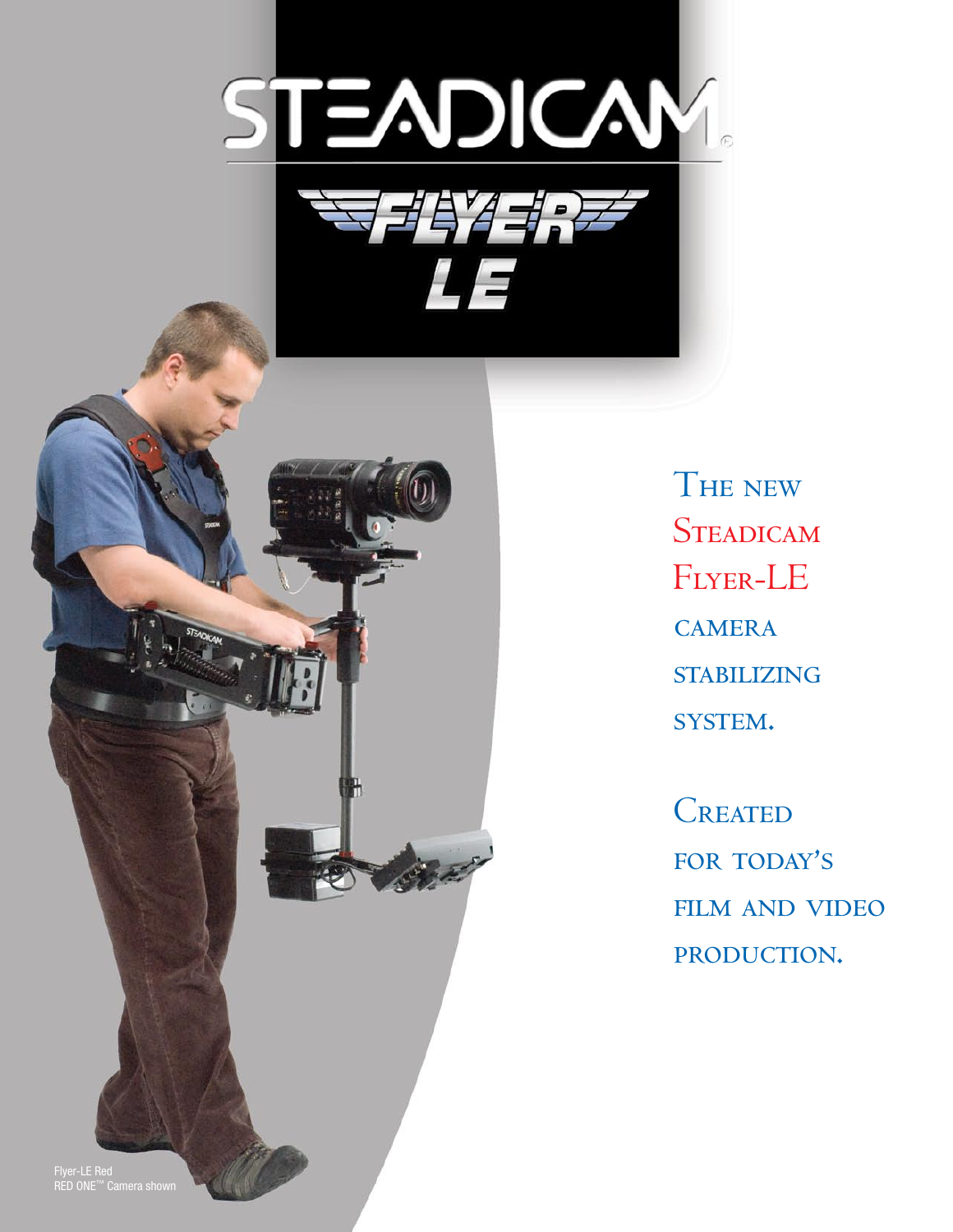# STEADICAM

## FLYER LE

THE NEW STEADICAM FLYER-LE CAMERA STABILIZING SYSTEM.

CREATED FOR TODAY'S FILM AND VIDEO PRODUCTION.

Flyer-LE Red
RED ONE™ Camera shown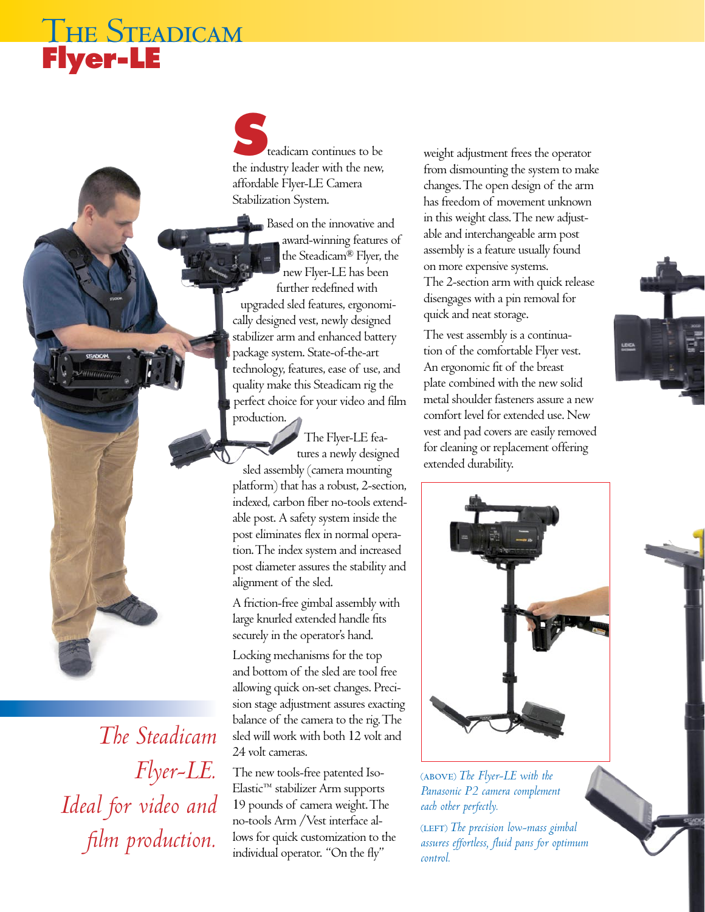# The Steadicam Flyer-LE

Steadicam continues to be the industry leader with the new, affordable Flyer-LE Camera Stabilization System.

Based on the innovative and award-winning features of the Steadicam® Flyer, the new Flyer-LE has been further redefined with upgraded sled features, ergonomically designed vest, newly designed stabilizer arm and enhanced battery package system. State-of-the-art technology, features, ease of use, and quality make this Steadicam rig the perfect choice for your video and film production.

The Flyer-LE features a newly designed sled assembly (camera mounting platform) that has a robust, 2-section, indexed, carbon fiber no-tools extendable post. A safety system inside the post eliminates flex in normal operation. The index system and increased post diameter assures the stability and alignment of the sled.

A friction-free gimbal assembly with large knurled extended handle fits securely in the operator's hand.

Locking mechanisms for the top and bottom of the sled are tool free allowing quick on-set changes. Precision stage adjustment assures exacting balance of the camera to the rig. The sled will work with both 12 volt and 24 volt cameras.

The new tools-free patented Iso-Elastic™ stabilizer Arm supports 19 pounds of camera weight. The no-tools Arm /Vest interface allows for quick customization to the individual operator. "On the fly" weight adjustment frees the operator from dismounting the system to make changes. The open design of the arm has freedom of movement unknown in this weight class. The new adjustable and interchangeable arm post assembly is a feature usually found on more expensive systems. The 2-section arm with quick release disengages with a pin removal for quick and neat storage.

The vest assembly is a continuation of the comfortable Flyer vest. An ergonomic fit of the breast plate combined with the new solid metal shoulder fasteners assure a new comfort level for extended use. New vest and pad covers are easily removed for cleaning or replacement offering extended durability.

*The Steadicam Flyer-LE. Ideal for video and film production.*

(ABOVE) *The Flyer-LE with the Panasonic P2 camera complement each other perfectly.*

(LEFT) *The precision low-mass gimbal assures effortless, fluid pans for optimum control.*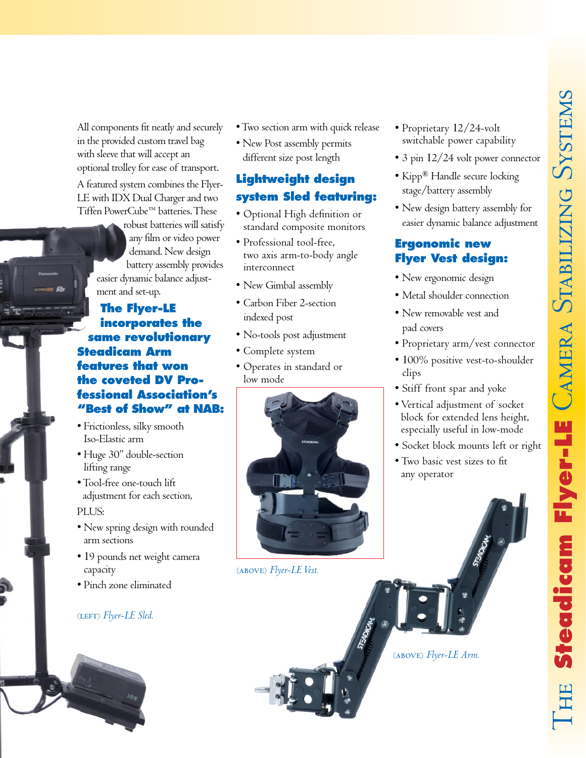All components fit neatly and securely in the provided custom travel bag with sleeve that will accept an optional trolley for ease of transport.

A featured system combines the Flyer-LE with IDX Dual Charger and two Tiffen PowerCube™ batteries. These robust batteries will satisfy any film or video power demand. New design battery assembly provides easier dynamic balance adjustment and set-up.

### The Flyer-LE incorporates the same revolutionary Steadicam Arm features that won the coveted DV Professional Association's "Best of Show" at NAB:

- Frictionless, silky smooth Iso-Elastic arm
- Huge 30" double-section lifting range
- Tool-free one-touch lift adjustment for each section,

PLUS:

- New spring design with rounded arm sections
- 19 pounds net weight camera capacity
- Pinch zone eliminated

(LEFT) *Flyer-LE Sled.*

- Two section arm with quick release
- New Post assembly permits different size post length

### Lightweight design system Sled featuring:

- Optional High definition or standard composite monitors
- Professional tool-free, two axis arm-to-body angle interconnect
- New Gimbal assembly
- Carbon Fiber 2-section indexed post
- No-tools post adjustment
- Complete system
- Operates in standard or low mode

(ABOVE) *Flyer-LE Vest.*

- Proprietary 12/24-volt switchable power capability
- 3 pin 12/24 volt power connector
- Kipp® Handle secure locking stage/battery assembly
- New design battery assembly for easier dynamic balance adjustment

### Ergonomic new Flyer Vest design:

- New ergonomic design
- Metal shoulder connection
- New removable vest and pad covers
- Proprietary arm/vest connector
- 100% positive vest-to-shoulder clips
- Stiff front spar and yoke
- Vertical adjustment of socket block for extended lens height, especially useful in low-mode
- Socket block mounts left or right
- Two basic vest sizes to fit any operator

(ABOVE) *Flyer-LE Arm.*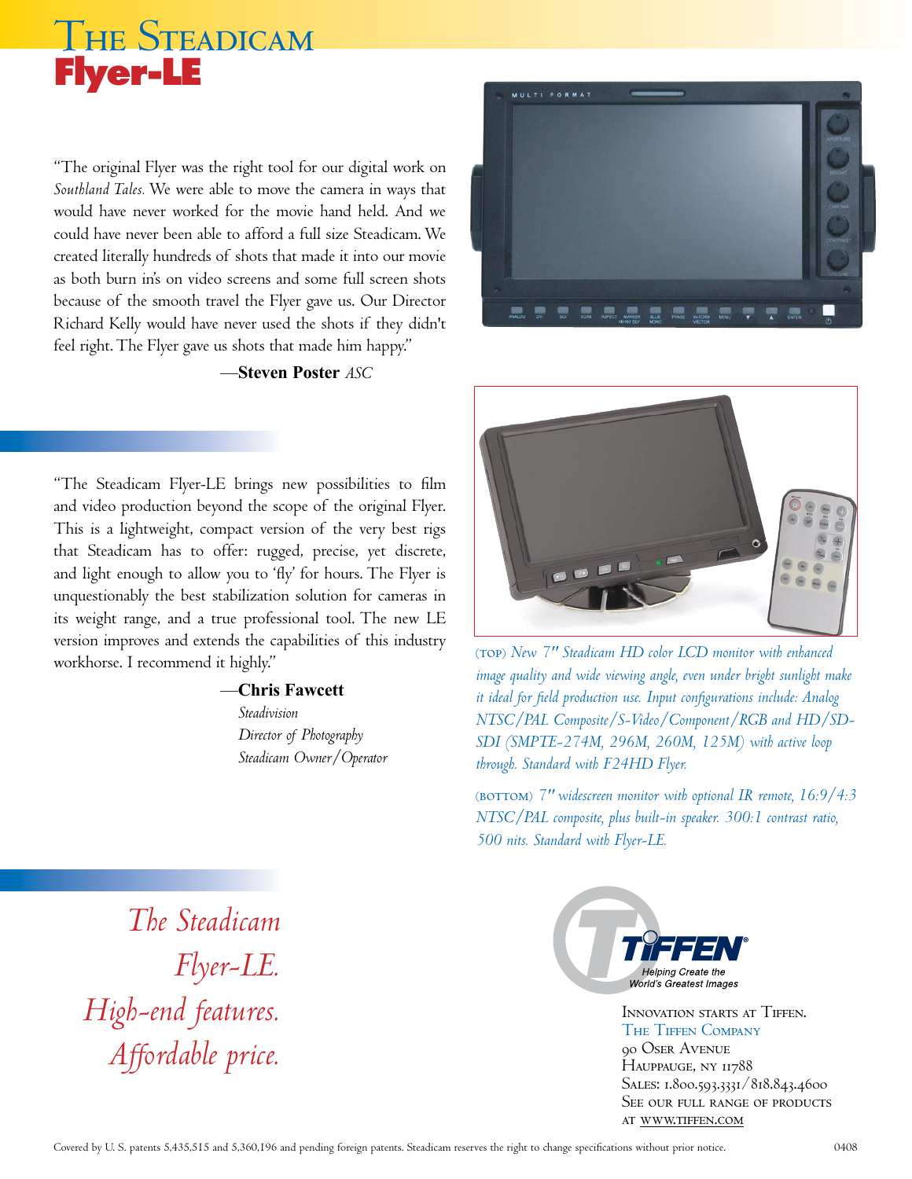# The Steadicam Flyer-LE

"The original Flyer was the right tool for our digital work on *Southland Tales.* We were able to move the camera in ways that would have never worked for the movie hand held. And we could have never been able to afford a full size Steadicam. We created literally hundreds of shots that made it into our movie as both burn in's on video screens and some full screen shots because of the smooth travel the Flyer gave us. Our Director Richard Kelly would have never used the shots if they didn't feel right. The Flyer gave us shots that made him happy."

—**Steven Poster** *ASC*

"The Steadicam Flyer-LE brings new possibilities to film and video production beyond the scope of the original Flyer. This is a lightweight, compact version of the very best rigs that Steadicam has to offer: rugged, precise, yet discrete, and light enough to allow you to 'fly' for hours. The Flyer is unquestionably the best stabilization solution for cameras in its weight range, and a true professional tool. The new LE version improves and extends the capabilities of this industry workhorse. I recommend it highly."

—**Chris Fawcett**
*Steadivision*
*Director of Photography*
*Steadicam Owner/Operator*

(TOP) *New 7" Steadicam HD color LCD monitor with enhanced image quality and wide viewing angle, even under bright sunlight make it ideal for field production use. Input configurations include: Analog NTSC/PAL Composite/S-Video/Component/RGB and HD/SD-SDI (SMPTE-274M, 296M, 260M, 125M) with active loop through. Standard with F24HD Flyer.*

(BOTTOM) *7" widescreen monitor with optional IR remote, 16:9/4:3 NTSC/PAL composite, plus built-in speaker. 300:1 contrast ratio, 500 nits. Standard with Flyer-LE.*

*The Steadicam Flyer-LE.*
*High-end features.*
*Affordable price.*

TIFFEN®
Helping Create the World's Greatest Images

INNOVATION STARTS AT TIFFEN.
THE TIFFEN COMPANY
90 OSER AVENUE
HAUPPAUGE, NY 11788
SALES: 1.800.593.3331/818.843.4600
SEE OUR FULL RANGE OF PRODUCTS AT WWW.TIFFEN.COM

Covered by U. S. patents 5,435,515 and 5,360,196 and pending foreign patents. Steadicam reserves the right to change specifications without prior notice.

0408